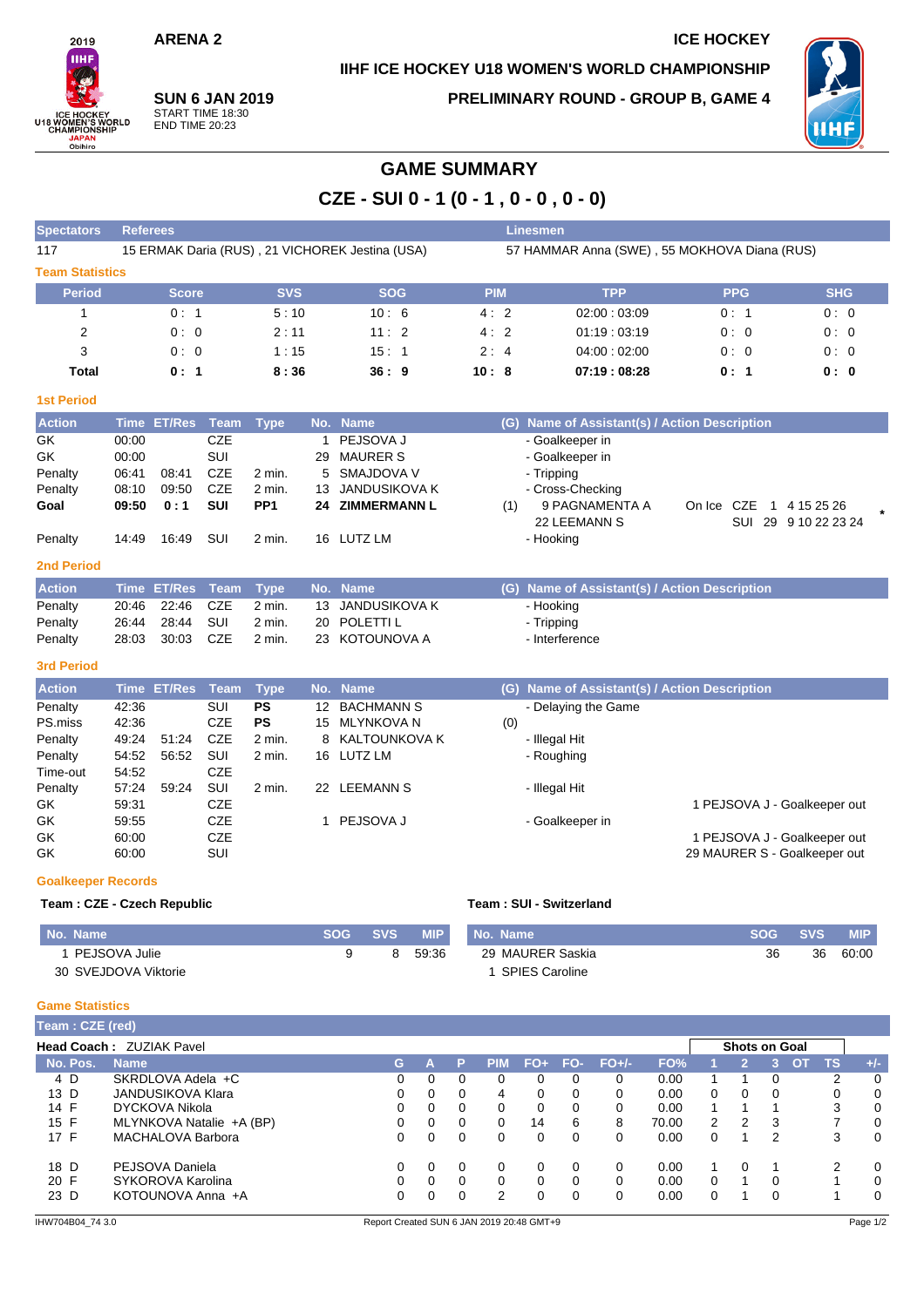ARENA 2

ICE HOCKEY

IIHF ICE HOCKEY U18 WOMEN'S WORLD CHAMPIONSHIP

**SUN 6 JAN 2019**
START TIME 18:30
END TIME 20:23

PRELIMINARY ROUND - GROUP B, GAME 4

# GAME SUMMARY

## CZE - SUI 0 - 1 (0 - 1 , 0 - 0 , 0 - 0)

| Spectators | Referees | Linesmen |
|---|---|---|
| 117 | 15 ERMAK Daria (RUS) , 21 VICHOREK Jestina (USA) | 57 HAMMAR Anna (SWE) , 55 MOKHOVA Diana (RUS) |

### Team Statistics

| Period | Score | SVS | SOG | PIM | TPP | PPG | SHG |
|---|---|---|---|---|---|---|---|
| 1 | 0 : 1 | 5 : 10 | 10 : 6 | 4 : 2 | 02:00 : 03:09 | 0 : 1 | 0 : 0 |
| 2 | 0 : 0 | 2 : 11 | 11 : 2 | 4 : 2 | 01:19 : 03:19 | 0 : 0 | 0 : 0 |
| 3 | 0 : 0 | 1 : 15 | 15 : 1 | 2 : 4 | 04:00 : 02:00 | 0 : 0 | 0 : 0 |
| **Total** | **0 : 1** | **8 : 36** | **36 : 9** | **10 : 8** | **07:19 : 08:28** | **0 : 1** | **0 : 0** |

### 1st Period

| Action | Time | ET/Res | Team | Type | No. | Name | (G) | Name of Assistant(s) / Action Description |
|---|---|---|---|---|---|---|---|---|
| GK | 00:00 | | CZE | | 1 | PEJSOVA J | | - Goalkeeper in |
| GK | 00:00 | | SUI | | 29 | MAURER S | | - Goalkeeper in |
| Penalty | 06:41 | 08:41 | CZE | 2 min. | 5 | SMAJDOVA V | | - Tripping |
| Penalty | 08:10 | 09:50 | CZE | 2 min. | 13 | JANDUSIKOVA K | | - Cross-Checking |
| **Goal** | **09:50** | **0 : 1** | **SUI** | **PP1** | **24** | **ZIMMERMANN L** | (1) | 9 PAGNAMENTA A, 22 LEEMANN S; On Ice CZE 1 4 15 25 26; SUI 29 9 10 22 23 24 * |
| Penalty | 14:49 | 16:49 | SUI | 2 min. | 16 | LUTZ LM | | - Hooking |

### 2nd Period

| Action | Time | ET/Res | Team | Type | No. | Name | (G) | Name of Assistant(s) / Action Description |
|---|---|---|---|---|---|---|---|---|
| Penalty | 20:46 | 22:46 | CZE | 2 min. | 13 | JANDUSIKOVA K | | - Hooking |
| Penalty | 26:44 | 28:44 | SUI | 2 min. | 20 | POLETTI L | | - Tripping |
| Penalty | 28:03 | 30:03 | CZE | 2 min. | 23 | KOTOUNOVA A | | - Interference |

### 3rd Period

| Action | Time | ET/Res | Team | Type | No. | Name | (G) | Name of Assistant(s) / Action Description |
|---|---|---|---|---|---|---|---|---|
| Penalty | 42:36 | | SUI | **PS** | 12 | BACHMANN S | | - Delaying the Game |
| PS.miss | 42:36 | | CZE | **PS** | 15 | MLYNKOVA N | (0) | |
| Penalty | 49:24 | 51:24 | CZE | 2 min. | 8 | KALTOUNKOVA K | | - Illegal Hit |
| Penalty | 54:52 | 56:52 | SUI | 2 min. | 16 | LUTZ LM | | - Roughing |
| Time-out | 54:52 | | CZE | | | | | |
| Penalty | 57:24 | 59:24 | SUI | 2 min. | 22 | LEEMANN S | | - Illegal Hit |
| GK | 59:31 | | CZE | | | | | 1 PEJSOVA J - Goalkeeper out |
| GK | 59:55 | | CZE | | 1 | PEJSOVA J | | - Goalkeeper in |
| GK | 60:00 | | CZE | | | | | 1 PEJSOVA J - Goalkeeper out |
| GK | 60:00 | | SUI | | | | | 29 MAURER S - Goalkeeper out |

### Goalkeeper Records

**Team : CZE - Czech Republic**

| No. Name | SOG | SVS | MIP |
|---|---|---|---|
| 1 PEJSOVA Julie | 9 | 8 | 59:36 |
| 30 SVEJDOVA Viktorie | | | |

**Team : SUI - Switzerland**

| No. Name | SOG | SVS | MIP |
|---|---|---|---|
| 29 MAURER Saskia | 36 | 36 | 60:00 |
| 1 SPIES Caroline | | | |

### Game Statistics

**Team : CZE (red)**

**Head Coach :** ZUZIAK Pavel

| No. | Pos. | Name | G | A | P | PIM | FO+ | FO- | FO+/- | FO% | 1 | 2 | 3 | OT | TS | +/- |
|---|---|---|---|---|---|---|---|---|---|---|---|---|---|---|---|---|
| 4 | D | SKRDLOVA Adela +C | 0 | 0 | 0 | 0 | 0 | 0 | 0 | 0.00 | 1 | 1 | 0 | | 2 | 0 |
| 13 | D | JANDUSIKOVA Klara | 0 | 0 | 0 | 4 | 0 | 0 | 0 | 0.00 | 0 | 0 | 0 | | 0 | 0 |
| 14 | F | DYCKOVA Nikola | 0 | 0 | 0 | 0 | 0 | 0 | 0 | 0.00 | 1 | 1 | 1 | | 3 | 0 |
| 15 | F | MLYNKOVA Natalie +A (BP) | 0 | 0 | 0 | 0 | 14 | 6 | 8 | 70.00 | 2 | 2 | 3 | | 7 | 0 |
| 17 | F | MACHALOVA Barbora | 0 | 0 | 0 | 0 | 0 | 0 | 0 | 0.00 | 0 | 1 | 2 | | 3 | 0 |
| 18 | D | PEJSOVA Daniela | 0 | 0 | 0 | 0 | 0 | 0 | 0 | 0.00 | 1 | 0 | 1 | | 2 | 0 |
| 20 | F | SYKOROVA Karolina | 0 | 0 | 0 | 0 | 0 | 0 | 0 | 0.00 | 0 | 1 | 0 | | 1 | 0 |
| 23 | D | KOTOUNOVA Anna +A | 0 | 0 | 0 | 2 | 0 | 0 | 0 | 0.00 | 0 | 1 | 0 | | 1 | 0 |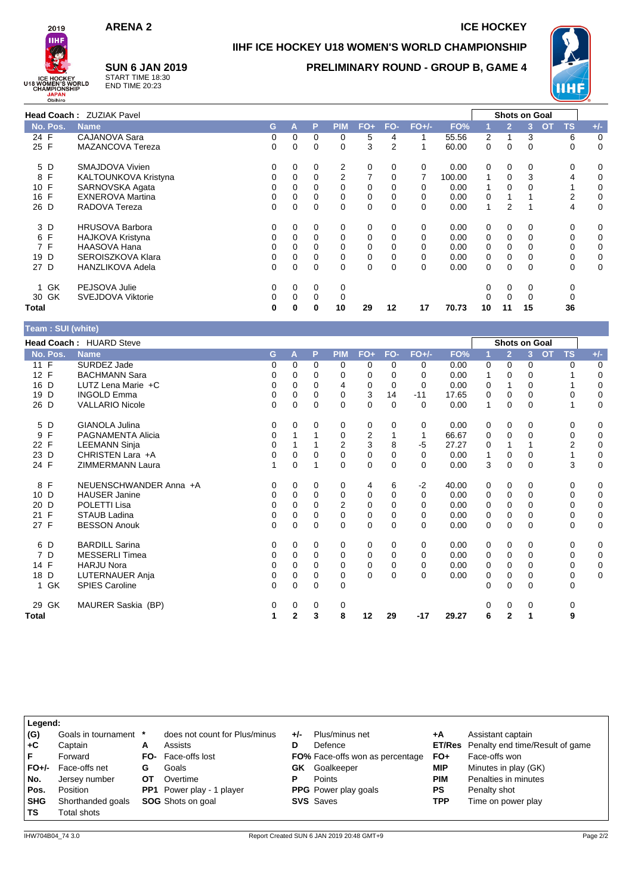# IIHF ICE HOCKEY U18 WOMEN'S WORLD CHAMPIONSHIP

**ARENA 2** — **ICE HOCKEY**

**SUN 6 JAN 2019**
START TIME 18:30
END TIME 20:23

## PRELIMINARY ROUND - GROUP B, GAME 4

**Head Coach :** ZUZIAK Pavel

| No. | Pos. | Name | G | A | P | PIM | FO+ | FO- | FO+/- | FO% | Shots on Goal 1 | 2 | 3 | OT | TS | +/- |
|---|---|---|---|---|---|---|---|---|---|---|---|---|---|---|---|---|
| 24 | F | CAJANOVA Sara | 0 | 0 | 0 | 0 | 5 | 4 | 1 | 55.56 | 2 | 1 | 3 | | 6 | 0 |
| 25 | F | MAZANCOVA Tereza | 0 | 0 | 0 | 0 | 3 | 2 | 1 | 60.00 | 0 | 0 | 0 | | 0 | 0 |
| 5 | D | SMAJDOVA Vivien | 0 | 0 | 0 | 2 | 0 | 0 | 0 | 0.00 | 0 | 0 | 0 | | 0 | 0 |
| 8 | F | KALTOUNKOVA Kristyna | 0 | 0 | 0 | 2 | 7 | 0 | 7 | 100.00 | 1 | 0 | 3 | | 4 | 0 |
| 10 | F | SARNOVSKA Agata | 0 | 0 | 0 | 0 | 0 | 0 | 0 | 0.00 | 1 | 0 | 0 | | 1 | 0 |
| 16 | F | EXNEROVA Martina | 0 | 0 | 0 | 0 | 0 | 0 | 0 | 0.00 | 0 | 1 | 1 | | 2 | 0 |
| 26 | D | RADOVA Tereza | 0 | 0 | 0 | 0 | 0 | 0 | 0 | 0.00 | 1 | 2 | 1 | | 4 | 0 |
| 3 | D | HRUSOVA Barbora | 0 | 0 | 0 | 0 | 0 | 0 | 0 | 0.00 | 0 | 0 | 0 | | 0 | 0 |
| 6 | F | HAJKOVA Kristyna | 0 | 0 | 0 | 0 | 0 | 0 | 0 | 0.00 | 0 | 0 | 0 | | 0 | 0 |
| 7 | F | HAASOVA Hana | 0 | 0 | 0 | 0 | 0 | 0 | 0 | 0.00 | 0 | 0 | 0 | | 0 | 0 |
| 19 | D | SEROISZKOVA Klara | 0 | 0 | 0 | 0 | 0 | 0 | 0 | 0.00 | 0 | 0 | 0 | | 0 | 0 |
| 27 | D | HANZLIKOVA Adela | 0 | 0 | 0 | 0 | 0 | 0 | 0 | 0.00 | 0 | 0 | 0 | | 0 | 0 |
| 1 | GK | PEJSOVA Julie | 0 | 0 | 0 | 0 | | | | | 0 | 0 | 0 | | 0 | |
| 30 | GK | SVEJDOVA Viktorie | 0 | 0 | 0 | 0 | | | | | 0 | 0 | 0 | | 0 | |
| **Total** | | | **0** | **0** | **0** | **10** | **29** | **12** | **17** | **70.73** | **10** | **11** | **15** | | **36** | |

## Team : SUI (white)

**Head Coach :** HUARD Steve

| No. | Pos. | Name | G | A | P | PIM | FO+ | FO- | FO+/- | FO% | Shots on Goal 1 | 2 | 3 | OT | TS | +/- |
|---|---|---|---|---|---|---|---|---|---|---|---|---|---|---|---|---|
| 11 | F | SURDEZ Jade | 0 | 0 | 0 | 0 | 0 | 0 | 0 | 0.00 | 0 | 0 | 0 | | 0 | 0 |
| 12 | F | BACHMANN Sara | 0 | 0 | 0 | 0 | 0 | 0 | 0 | 0.00 | 1 | 0 | 0 | | 1 | 0 |
| 16 | D | LUTZ Lena Marie +C | 0 | 0 | 0 | 4 | 0 | 0 | 0 | 0.00 | 0 | 1 | 0 | | 1 | 0 |
| 19 | D | INGOLD Emma | 0 | 0 | 0 | 0 | 3 | 14 | -11 | 17.65 | 0 | 0 | 0 | | 0 | 0 |
| 26 | D | VALLARIO Nicole | 0 | 0 | 0 | 0 | 0 | 0 | 0 | 0.00 | 1 | 0 | 0 | | 1 | 0 |
| 5 | D | GIANOLA Julina | 0 | 0 | 0 | 0 | 0 | 0 | 0 | 0.00 | 0 | 0 | 0 | | 0 | 0 |
| 9 | F | PAGNAMENTA Alicia | 0 | 1 | 1 | 0 | 2 | 1 | 1 | 66.67 | 0 | 0 | 0 | | 0 | 0 |
| 22 | F | LEEMANN Sinja | 0 | 1 | 1 | 2 | 3 | 8 | -5 | 27.27 | 0 | 1 | 1 | | 2 | 0 |
| 23 | D | CHRISTEN Lara +A | 0 | 0 | 0 | 0 | 0 | 0 | 0 | 0.00 | 1 | 0 | 0 | | 1 | 0 |
| 24 | F | ZIMMERMANN Laura | 1 | 0 | 1 | 0 | 0 | 0 | 0 | 0.00 | 3 | 0 | 0 | | 3 | 0 |
| 8 | F | NEUENSCHWANDER Anna +A | 0 | 0 | 0 | 0 | 4 | 6 | -2 | 40.00 | 0 | 0 | 0 | | 0 | 0 |
| 10 | D | HAUSER Janine | 0 | 0 | 0 | 0 | 0 | 0 | 0 | 0.00 | 0 | 0 | 0 | | 0 | 0 |
| 20 | D | POLETTI Lisa | 0 | 0 | 0 | 2 | 0 | 0 | 0 | 0.00 | 0 | 0 | 0 | | 0 | 0 |
| 21 | F | STAUB Ladina | 0 | 0 | 0 | 0 | 0 | 0 | 0 | 0.00 | 0 | 0 | 0 | | 0 | 0 |
| 27 | F | BESSON Anouk | 0 | 0 | 0 | 0 | 0 | 0 | 0 | 0.00 | 0 | 0 | 0 | | 0 | 0 |
| 6 | D | BARDILL Sarina | 0 | 0 | 0 | 0 | 0 | 0 | 0 | 0.00 | 0 | 0 | 0 | | 0 | 0 |
| 7 | D | MESSERLI Timea | 0 | 0 | 0 | 0 | 0 | 0 | 0 | 0.00 | 0 | 0 | 0 | | 0 | 0 |
| 14 | F | HARJU Nora | 0 | 0 | 0 | 0 | 0 | 0 | 0 | 0.00 | 0 | 0 | 0 | | 0 | 0 |
| 18 | D | LUTERNAUER Anja | 0 | 0 | 0 | 0 | 0 | 0 | 0 | 0.00 | 0 | 0 | 0 | | 0 | 0 |
| 1 | GK | SPIES Caroline | 0 | 0 | 0 | 0 | | | | | 0 | 0 | 0 | | 0 | |
| 29 | GK | MAURER Saskia (BP) | 0 | 0 | 0 | 0 | | | | | 0 | 0 | 0 | | 0 | |
| **Total** | | | **1** | **2** | **3** | **8** | **12** | **29** | **-17** | **29.27** | **6** | **2** | **1** | | **9** | |

**Legend:**

| | | | | | | | |
|---|---|---|---|---|---|---|---|
| (G) | Goals in tournament | * | does not count for Plus/minus | +/- | Plus/minus net | +A | Assistant captain |
| +C | Captain | A | Assists | D | Defence | ET/Res | Penalty end time/Result of game |
| F | Forward | FO- | Face-offs lost | FO% | Face-offs won as percentage | FO+ | Face-offs won |
| FO+/- | Face-offs net | G | Goals | GK | Goalkeeper | MIP | Minutes in play (GK) |
| No. | Jersey number | OT | Overtime | P | Points | PIM | Penalties in minutes |
| Pos. | Position | PP1 | Power play - 1 player | PPG | Power play goals | PS | Penalty shot |
| SHG | Shorthanded goals | SOG | Shots on goal | SVS | Saves | TPP | Time on power play |
| TS | Total shots | | | | | | |

IHW704B04_74 3.0 — Report Created SUN 6 JAN 2019 20:48 GMT+9